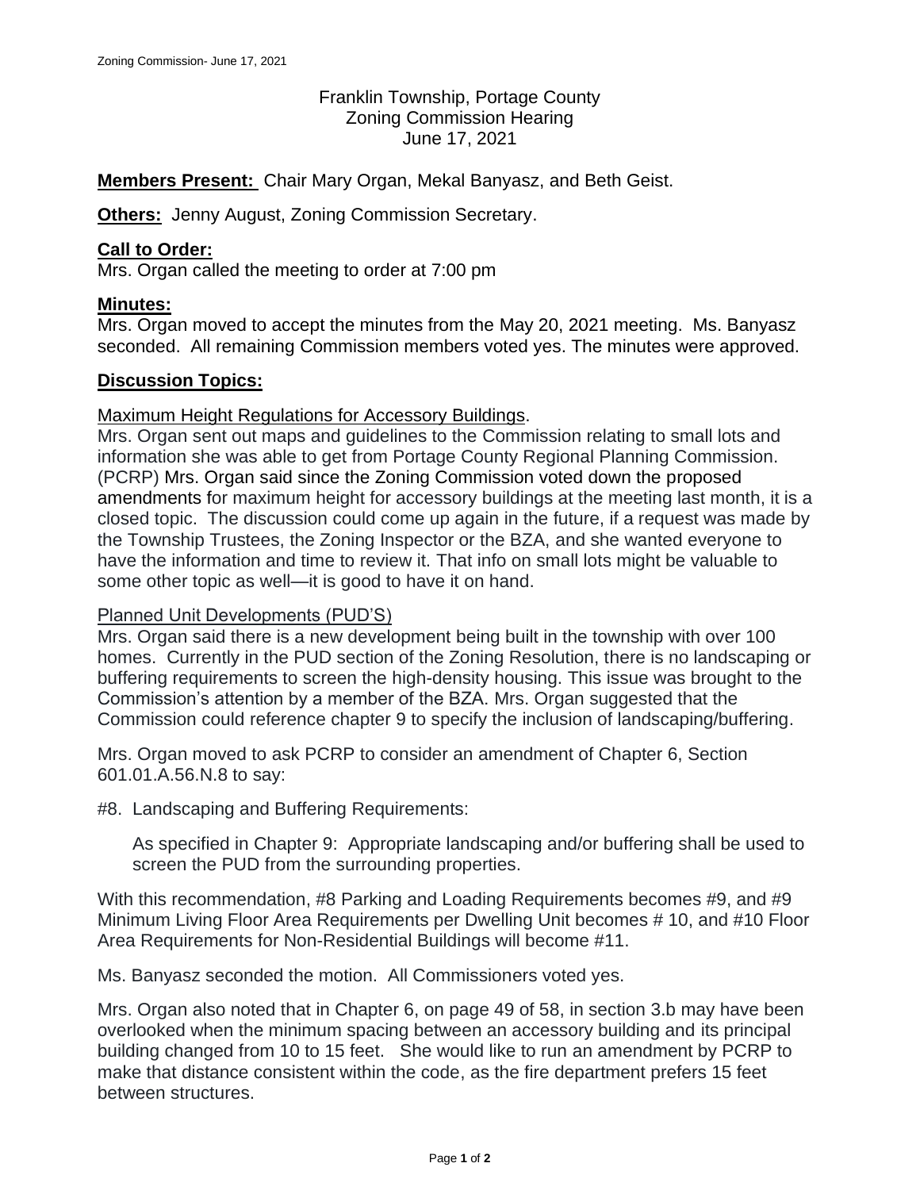Franklin Township, Portage County
Zoning Commission Hearing
June 17, 2021

**Members Present:** Chair Mary Organ, Mekal Banyasz, and Beth Geist.

**Others:** Jenny August, Zoning Commission Secretary.

**Call to Order:**

Mrs. Organ called the meeting to order at 7:00 pm

**Minutes:**

Mrs. Organ moved to accept the minutes from the May 20, 2021 meeting. Ms. Banyasz seconded. All remaining Commission members voted yes. The minutes were approved.

**Discussion Topics:**

Maximum Height Regulations for Accessory Buildings.

Mrs. Organ sent out maps and guidelines to the Commission relating to small lots and information she was able to get from Portage County Regional Planning Commission. (PCRP) Mrs. Organ said since the Zoning Commission voted down the proposed amendments for maximum height for accessory buildings at the meeting last month, it is a closed topic. The discussion could come up again in the future, if a request was made by the Township Trustees, the Zoning Inspector or the BZA, and she wanted everyone to have the information and time to review it. That info on small lots might be valuable to some other topic as well—it is good to have it on hand.

Planned Unit Developments (PUD'S)

Mrs. Organ said there is a new development being built in the township with over 100 homes. Currently in the PUD section of the Zoning Resolution, there is no landscaping or buffering requirements to screen the high-density housing. This issue was brought to the Commission's attention by a member of the BZA. Mrs. Organ suggested that the Commission could reference chapter 9 to specify the inclusion of landscaping/buffering.

Mrs. Organ moved to ask PCRP to consider an amendment of Chapter 6, Section 601.01.A.56.N.8 to say:

#8. Landscaping and Buffering Requirements:

> As specified in Chapter 9: Appropriate landscaping and/or buffering shall be used to screen the PUD from the surrounding properties.

With this recommendation, #8 Parking and Loading Requirements becomes #9, and #9 Minimum Living Floor Area Requirements per Dwelling Unit becomes # 10, and #10 Floor Area Requirements for Non-Residential Buildings will become #11.

Ms. Banyasz seconded the motion. All Commissioners voted yes.

Mrs. Organ also noted that in Chapter 6, on page 49 of 58, in section 3.b may have been overlooked when the minimum spacing between an accessory building and its principal building changed from 10 to 15 feet. She would like to run an amendment by PCRP to make that distance consistent within the code, as the fire department prefers 15 feet between structures.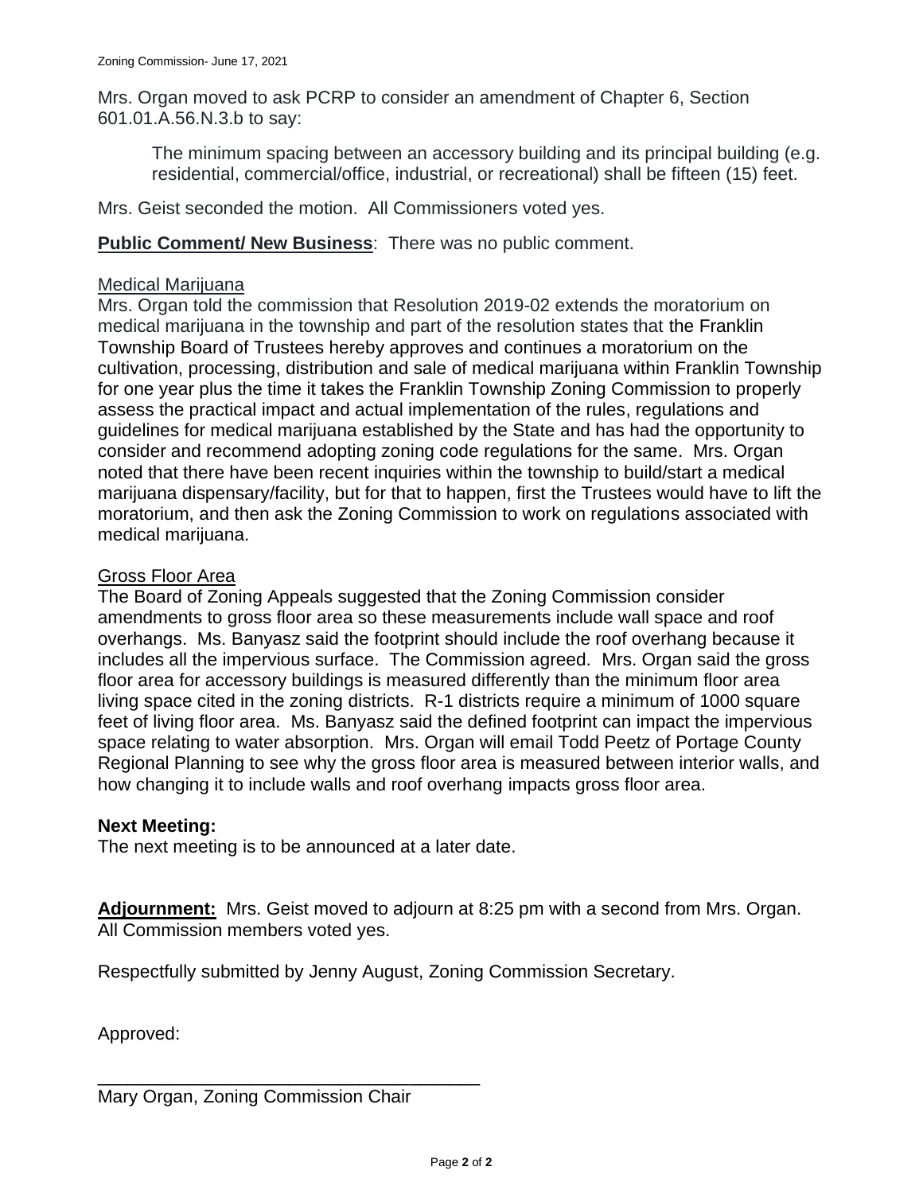Mrs. Organ moved to ask PCRP to consider an amendment of Chapter 6, Section 601.01.A.56.N.3.b to say:

> The minimum spacing between an accessory building and its principal building (e.g. residential, commercial/office, industrial, or recreational) shall be fifteen (15) feet.

Mrs. Geist seconded the motion. All Commissioners voted yes.

**Public Comment/ New Business**: There was no public comment.

Medical Marijuana

Mrs. Organ told the commission that Resolution 2019-02 extends the moratorium on medical marijuana in the township and part of the resolution states that the Franklin Township Board of Trustees hereby approves and continues a moratorium on the cultivation, processing, distribution and sale of medical marijuana within Franklin Township for one year plus the time it takes the Franklin Township Zoning Commission to properly assess the practical impact and actual implementation of the rules, regulations and guidelines for medical marijuana established by the State and has had the opportunity to consider and recommend adopting zoning code regulations for the same. Mrs. Organ noted that there have been recent inquiries within the township to build/start a medical marijuana dispensary/facility, but for that to happen, first the Trustees would have to lift the moratorium, and then ask the Zoning Commission to work on regulations associated with medical marijuana.

Gross Floor Area

The Board of Zoning Appeals suggested that the Zoning Commission consider amendments to gross floor area so these measurements include wall space and roof overhangs. Ms. Banyasz said the footprint should include the roof overhang because it includes all the impervious surface. The Commission agreed. Mrs. Organ said the gross floor area for accessory buildings is measured differently than the minimum floor area living space cited in the zoning districts. R-1 districts require a minimum of 1000 square feet of living floor area. Ms. Banyasz said the defined footprint can impact the impervious space relating to water absorption. Mrs. Organ will email Todd Peetz of Portage County Regional Planning to see why the gross floor area is measured between interior walls, and how changing it to include walls and roof overhang impacts gross floor area.

**Next Meeting:**

The next meeting is to be announced at a later date.

**Adjournment:** Mrs. Geist moved to adjourn at 8:25 pm with a second from Mrs. Organ. All Commission members voted yes.

Respectfully submitted by Jenny August, Zoning Commission Secretary.

Approved:

_______________________________________

Mary Organ, Zoning Commission Chair